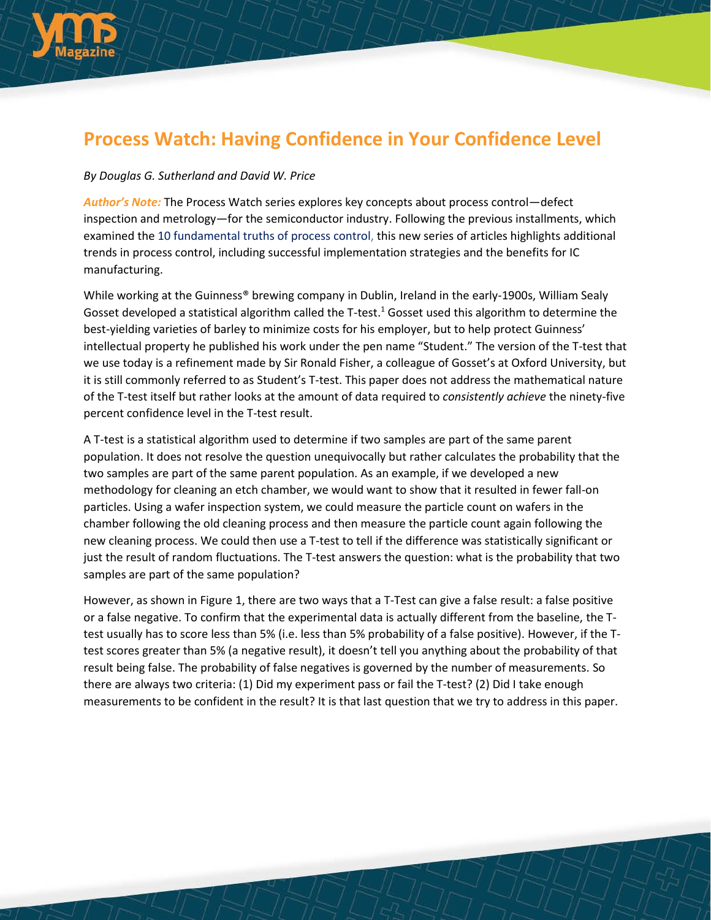# Process Watch: Having Confidence in Your Confidence Level

*By Douglas G. Sutherland and David W. Price*

***Author's Note:*** The Process Watch series explores key concepts about process control—defect inspection and metrology—for the semiconductor industry. Following the previous installments, which examined the 10 fundamental truths of process control, this new series of articles highlights additional trends in process control, including successful implementation strategies and the benefits for IC manufacturing.

While working at the Guinness® brewing company in Dublin, Ireland in the early-1900s, William Sealy Gosset developed a statistical algorithm called the T-test.[1] Gosset used this algorithm to determine the best-yielding varieties of barley to minimize costs for his employer, but to help protect Guinness' intellectual property he published his work under the pen name "Student." The version of the T-test that we use today is a refinement made by Sir Ronald Fisher, a colleague of Gosset's at Oxford University, but it is still commonly referred to as Student's T-test. This paper does not address the mathematical nature of the T-test itself but rather looks at the amount of data required to *consistently achieve* the ninety-five percent confidence level in the T-test result.

A T-test is a statistical algorithm used to determine if two samples are part of the same parent population. It does not resolve the question unequivocally but rather calculates the probability that the two samples are part of the same parent population. As an example, if we developed a new methodology for cleaning an etch chamber, we would want to show that it resulted in fewer fall-on particles. Using a wafer inspection system, we could measure the particle count on wafers in the chamber following the old cleaning process and then measure the particle count again following the new cleaning process. We could then use a T-test to tell if the difference was statistically significant or just the result of random fluctuations. The T-test answers the question: what is the probability that two samples are part of the same population?

However, as shown in Figure 1, there are two ways that a T-Test can give a false result: a false positive or a false negative. To confirm that the experimental data is actually different from the baseline, the T-test usually has to score less than 5% (i.e. less than 5% probability of a false positive). However, if the T-test scores greater than 5% (a negative result), it doesn't tell you anything about the probability of that result being false. The probability of false negatives is governed by the number of measurements. So there are always two criteria: (1) Did my experiment pass or fail the T-test? (2) Did I take enough measurements to be confident in the result? It is that last question that we try to address in this paper.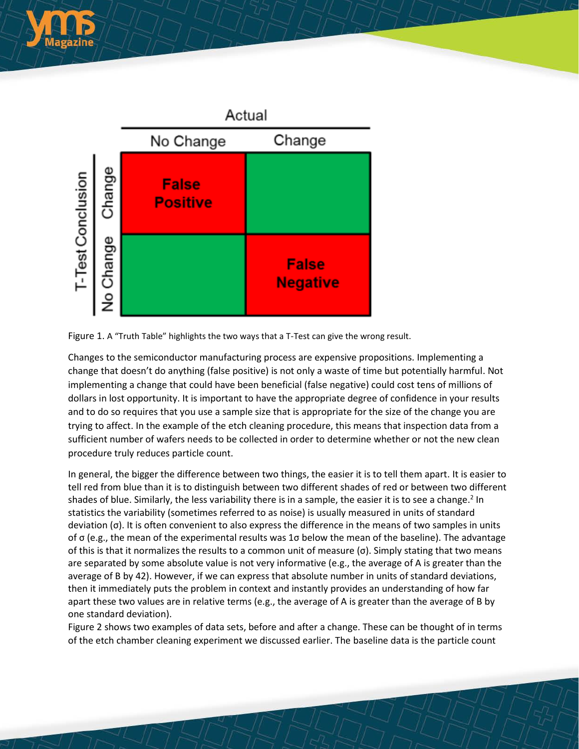| | | Actual: No Change | Actual: Change |
|---|---|---|---|
| T-Test Conclusion | Change | False Positive | |
| | No Change | | False Negative |

Figure 1. A "Truth Table" highlights the two ways that a T-Test can give the wrong result.

Changes to the semiconductor manufacturing process are expensive propositions. Implementing a change that doesn't do anything (false positive) is not only a waste of time but potentially harmful. Not implementing a change that could have been beneficial (false negative) could cost tens of millions of dollars in lost opportunity. It is important to have the appropriate degree of confidence in your results and to do so requires that you use a sample size that is appropriate for the size of the change you are trying to affect. In the example of the etch cleaning procedure, this means that inspection data from a sufficient number of wafers needs to be collected in order to determine whether or not the new clean procedure truly reduces particle count.

In general, the bigger the difference between two things, the easier it is to tell them apart. It is easier to tell red from blue than it is to distinguish between two different shades of red or between two different shades of blue. Similarly, the less variability there is in a sample, the easier it is to see a change.[2] In statistics the variability (sometimes referred to as noise) is usually measured in units of standard deviation ($\sigma$). It is often convenient to also express the difference in the means of two samples in units of $\sigma$ (e.g., the mean of the experimental results was $1\sigma$ below the mean of the baseline). The advantage of this is that it normalizes the results to a common unit of measure ($\sigma$). Simply stating that two means are separated by some absolute value is not very informative (e.g., the average of A is greater than the average of B by 42). However, if we can express that absolute number in units of standard deviations, then it immediately puts the problem in context and instantly provides an understanding of how far apart these two values are in relative terms (e.g., the average of A is greater than the average of B by one standard deviation).

Figure 2 shows two examples of data sets, before and after a change. These can be thought of in terms of the etch chamber cleaning experiment we discussed earlier. The baseline data is the particle count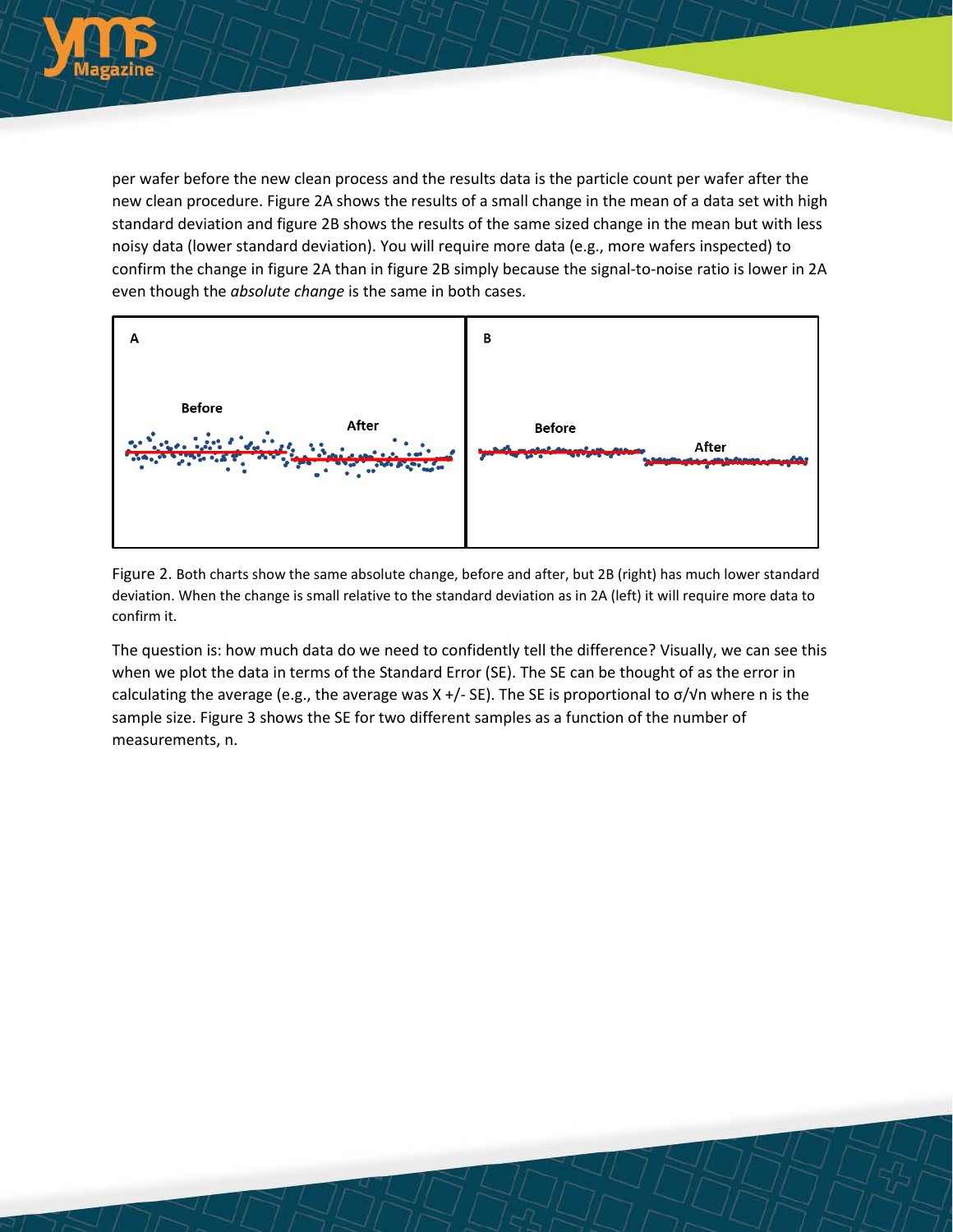per wafer before the new clean process and the results data is the particle count per wafer after the new clean procedure. Figure 2A shows the results of a small change in the mean of a data set with high standard deviation and figure 2B shows the results of the same sized change in the mean but with less noisy data (lower standard deviation). You will require more data (e.g., more wafers inspected) to confirm the change in figure 2A than in figure 2B simply because the signal-to-noise ratio is lower in 2A even though the *absolute change* is the same in both cases.

Figure 2. Both charts show the same absolute change, before and after, but 2B (right) has much lower standard deviation. When the change is small relative to the standard deviation as in 2A (left) it will require more data to confirm it.

The question is: how much data do we need to confidently tell the difference? Visually, we can see this when we plot the data in terms of the Standard Error (SE). The SE can be thought of as the error in calculating the average (e.g., the average was X +/- SE). The SE is proportional to $\sigma/\sqrt{n}$ where n is the sample size. Figure 3 shows the SE for two different samples as a function of the number of measurements, n.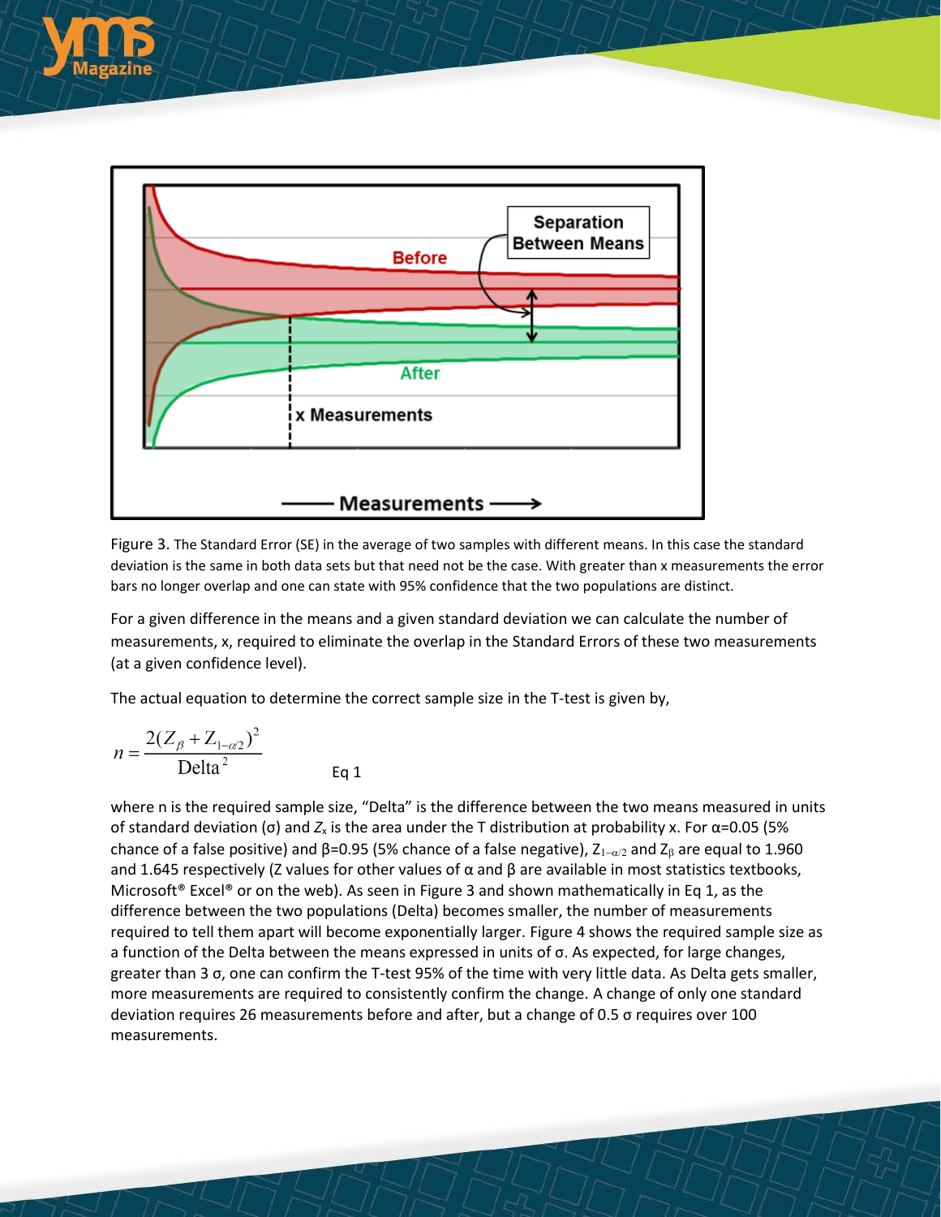Figure 3. The Standard Error (SE) in the average of two samples with different means. In this case the standard deviation is the same in both data sets but that need not be the case. With greater than x measurements the error bars no longer overlap and one can state with 95% confidence that the two populations are distinct.

For a given difference in the means and a given standard deviation we can calculate the number of measurements, x, required to eliminate the overlap in the Standard Errors of these two measurements (at a given confidence level).

The actual equation to determine the correct sample size in the T-test is given by,

$$n = \frac{2(Z_{\beta} + Z_{1-\alpha/2})^2}{\text{Delta}^2} \qquad \text{Eq 1}$$

where n is the required sample size, “Delta” is the difference between the two means measured in units of standard deviation (σ) and $Z_x$ is the area under the T distribution at probability x. For α=0.05 (5% chance of a false positive) and β=0.95 (5% chance of a false negative), $Z_{1-\alpha/2}$ and $Z_{\beta}$ are equal to 1.960 and 1.645 respectively (Z values for other values of α and β are available in most statistics textbooks, Microsoft® Excel® or on the web). As seen in Figure 3 and shown mathematically in Eq 1, as the difference between the two populations (Delta) becomes smaller, the number of measurements required to tell them apart will become exponentially larger. Figure 4 shows the required sample size as a function of the Delta between the means expressed in units of σ. As expected, for large changes, greater than 3 σ, one can confirm the T-test 95% of the time with very little data. As Delta gets smaller, more measurements are required to consistently confirm the change. A change of only one standard deviation requires 26 measurements before and after, but a change of 0.5 σ requires over 100 measurements.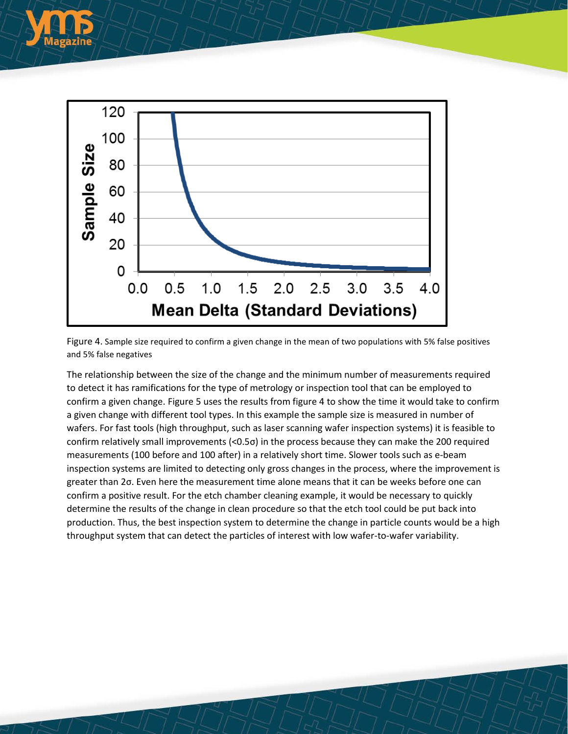Figure 4. Sample size required to confirm a given change in the mean of two populations with 5% false positives and 5% false negatives

The relationship between the size of the change and the minimum number of measurements required to detect it has ramifications for the type of metrology or inspection tool that can be employed to confirm a given change. Figure 5 uses the results from figure 4 to show the time it would take to confirm a given change with different tool types. In this example the sample size is measured in number of wafers. For fast tools (high throughput, such as laser scanning wafer inspection systems) it is feasible to confirm relatively small improvements (<0.5σ) in the process because they can make the 200 required measurements (100 before and 100 after) in a relatively short time. Slower tools such as e-beam inspection systems are limited to detecting only gross changes in the process, where the improvement is greater than 2σ. Even here the measurement time alone means that it can be weeks before one can confirm a positive result. For the etch chamber cleaning example, it would be necessary to quickly determine the results of the change in clean procedure so that the etch tool could be put back into production. Thus, the best inspection system to determine the change in particle counts would be a high throughput system that can detect the particles of interest with low wafer-to-wafer variability.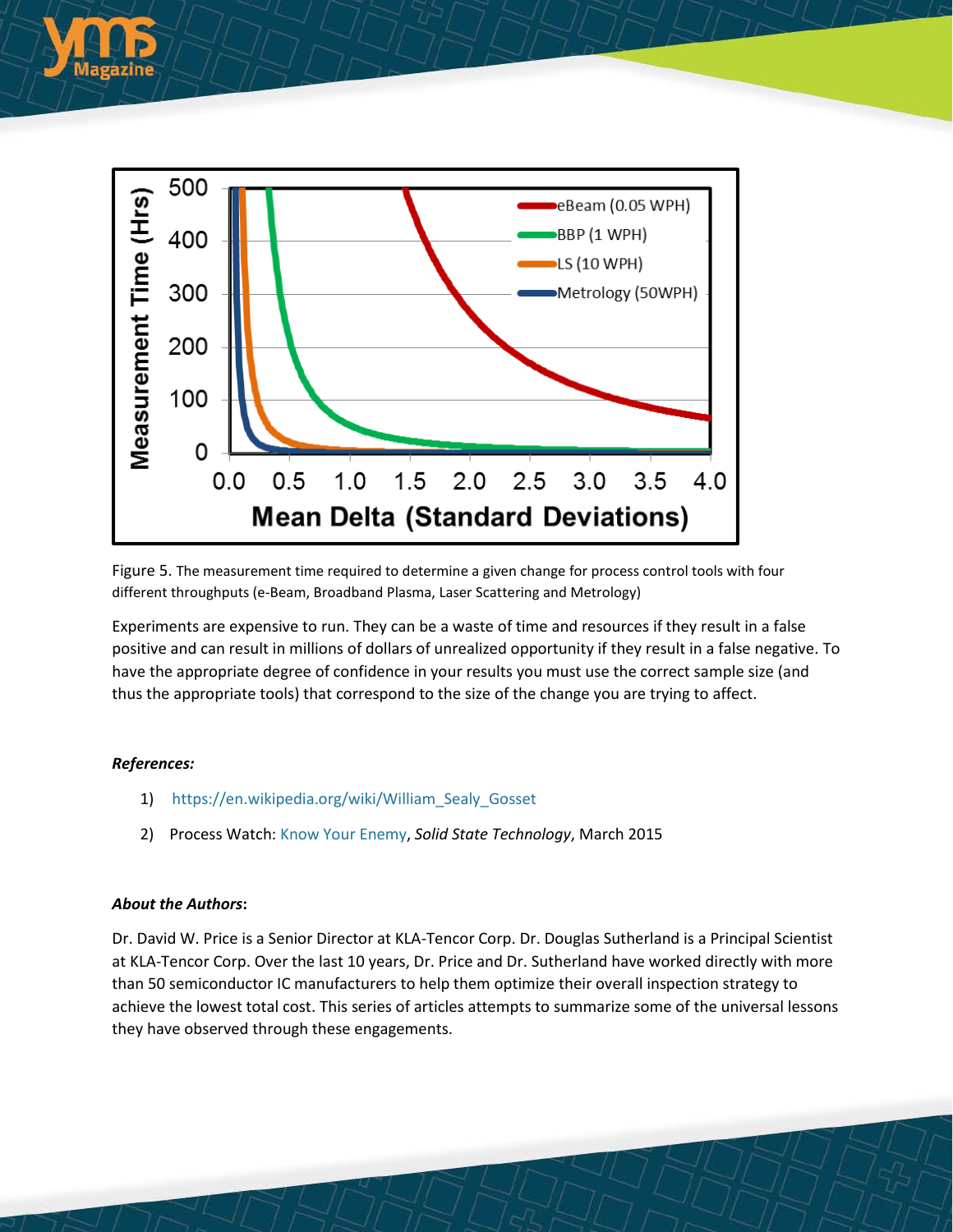500
400
300
200
100
0

Measurement Time (Hrs)

0.0 0.5 1.0 1.5 2.0 2.5 3.0 3.5 4.0

Mean Delta (Standard Deviations)

eBeam (0.05 WPH)
BBP (1 WPH)
LS (10 WPH)
Metrology (50WPH)

Figure 5. The measurement time required to determine a given change for process control tools with four different throughputs (e-Beam, Broadband Plasma, Laser Scattering and Metrology)

Experiments are expensive to run. They can be a waste of time and resources if they result in a false positive and can result in millions of dollars of unrealized opportunity if they result in a false negative. To have the appropriate degree of confidence in your results you must use the correct sample size (and thus the appropriate tools) that correspond to the size of the change you are trying to affect.

***References:***

1) https://en.wikipedia.org/wiki/William_Sealy_Gosset
2) Process Watch: Know Your Enemy, *Solid State Technology*, March 2015

***About the Authors*:**

Dr. David W. Price is a Senior Director at KLA-Tencor Corp. Dr. Douglas Sutherland is a Principal Scientist at KLA-Tencor Corp. Over the last 10 years, Dr. Price and Dr. Sutherland have worked directly with more than 50 semiconductor IC manufacturers to help them optimize their overall inspection strategy to achieve the lowest total cost. This series of articles attempts to summarize some of the universal lessons they have observed through these engagements.